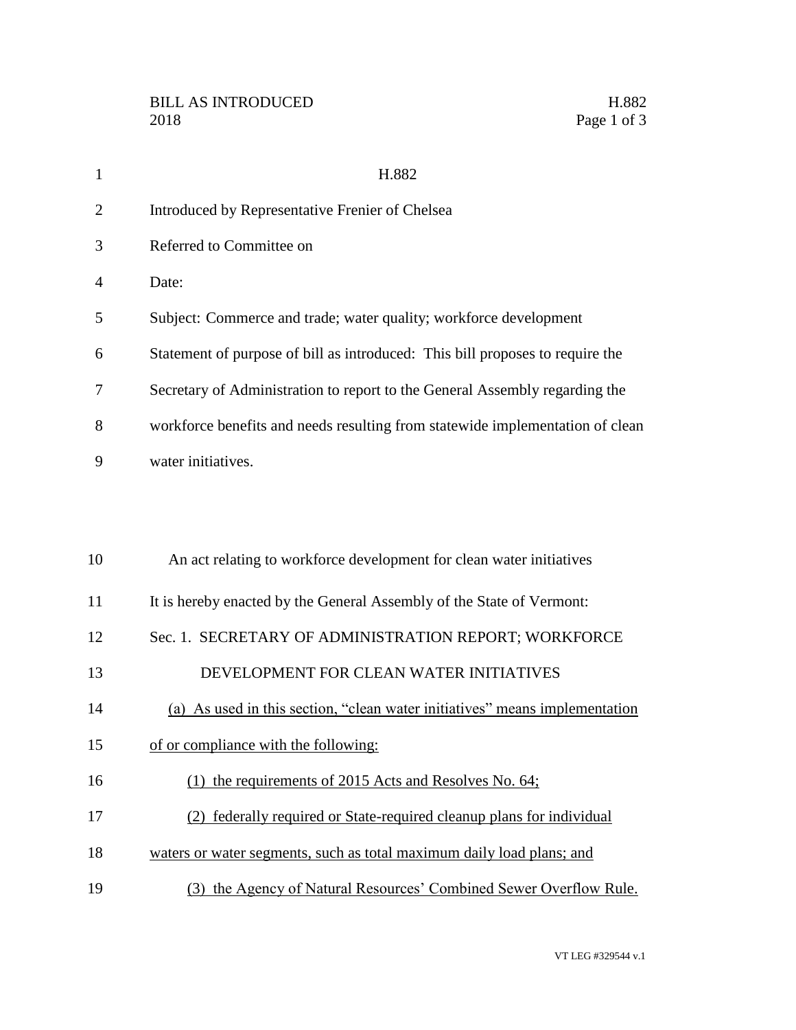BILL AS INTRODUCED
2018

H.882

# H.882

Introduced by Representative Frenier of Chelsea

Referred to Committee on

Date:

Subject: Commerce and trade; water quality; workforce development

Statement of purpose of bill as introduced: This bill proposes to require the Secretary of Administration to report to the General Assembly regarding the workforce benefits and needs resulting from statewide implementation of clean water initiatives.

An act relating to workforce development for clean water initiatives

It is hereby enacted by the General Assembly of the State of Vermont:

## Sec. 1. SECRETARY OF ADMINISTRATION REPORT; WORKFORCE DEVELOPMENT FOR CLEAN WATER INITIATIVES

(a) As used in this section, "clean water initiatives" means implementation of or compliance with the following:

(1) the requirements of 2015 Acts and Resolves No. 64;

(2) federally required or State-required cleanup plans for individual waters or water segments, such as total maximum daily load plans; and

(3) the Agency of Natural Resources' Combined Sewer Overflow Rule.

VT LEG #329544 v.1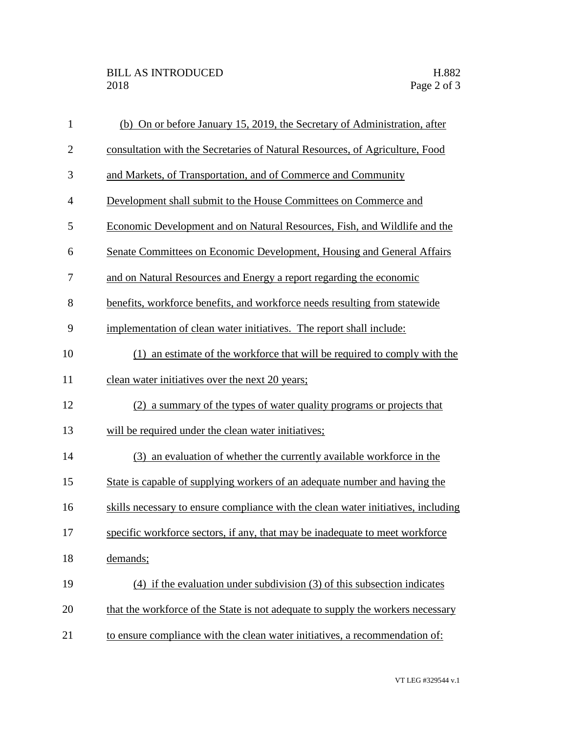(b) On or before January 15, 2019, the Secretary of Administration, after consultation with the Secretaries of Natural Resources, of Agriculture, Food and Markets, of Transportation, and of Commerce and Community Development shall submit to the House Committees on Commerce and Economic Development and on Natural Resources, Fish, and Wildlife and the Senate Committees on Economic Development, Housing and General Affairs and on Natural Resources and Energy a report regarding the economic benefits, workforce benefits, and workforce needs resulting from statewide implementation of clean water initiatives. The report shall include:

(1) an estimate of the workforce that will be required to comply with the clean water initiatives over the next 20 years;

(2) a summary of the types of water quality programs or projects that will be required under the clean water initiatives;

(3) an evaluation of whether the currently available workforce in the State is capable of supplying workers of an adequate number and having the skills necessary to ensure compliance with the clean water initiatives, including specific workforce sectors, if any, that may be inadequate to meet workforce demands;

(4) if the evaluation under subdivision (3) of this subsection indicates that the workforce of the State is not adequate to supply the workers necessary to ensure compliance with the clean water initiatives, a recommendation of: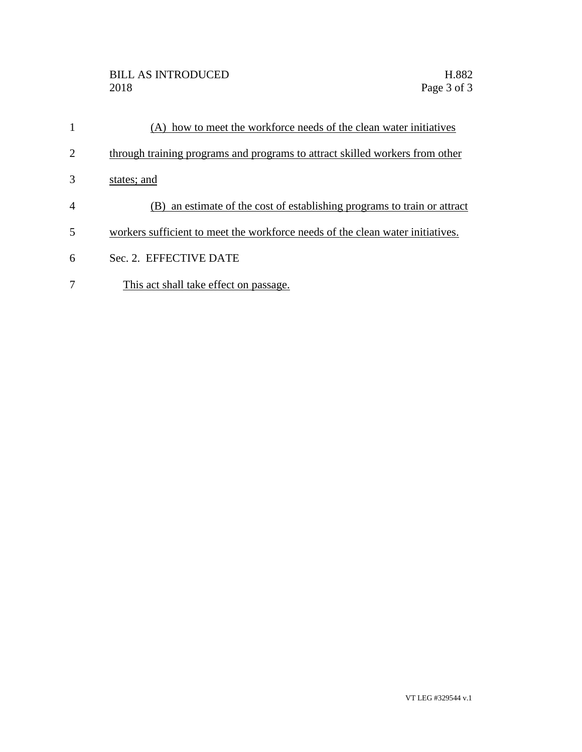(A) how to meet the workforce needs of the clean water initiatives through training programs and programs to attract skilled workers from other states; and

(B) an estimate of the cost of establishing programs to train or attract workers sufficient to meet the workforce needs of the clean water initiatives.

Sec. 2. EFFECTIVE DATE

This act shall take effect on passage.